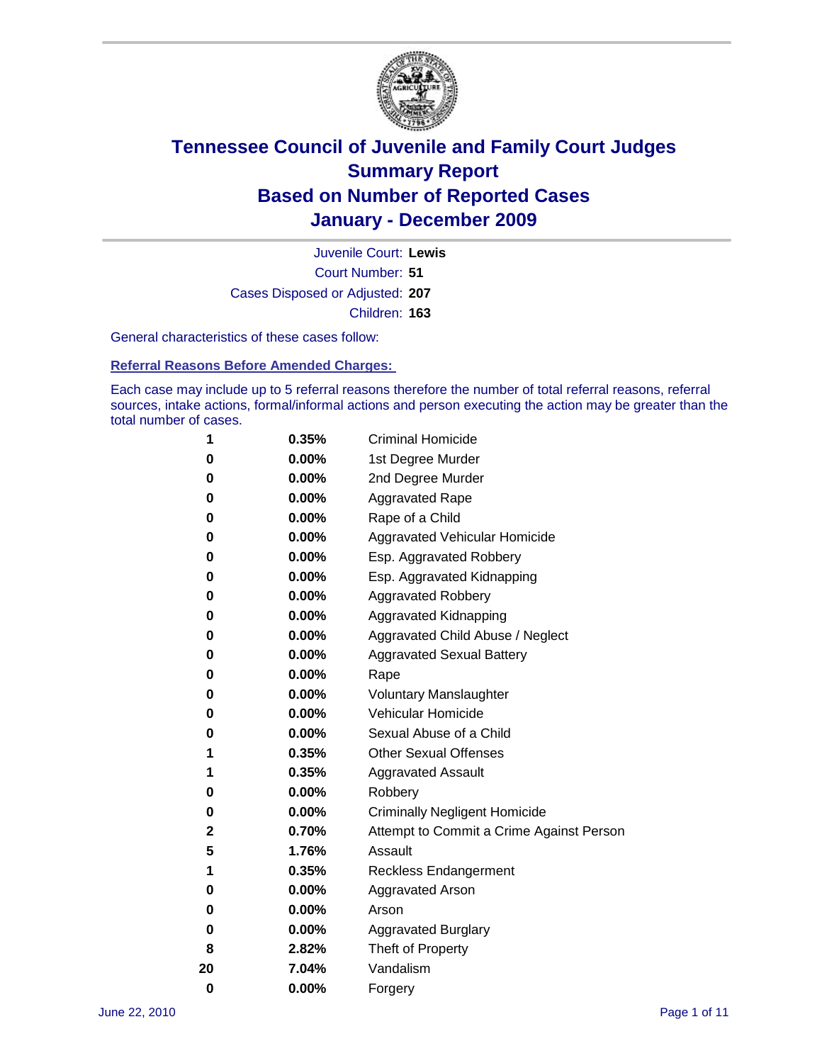# Tennessee Council of Juvenile and Family Court Judges
# Summary Report
# Based on Number of Reported Cases
# January - December 2009

Juvenile Court: **Lewis**

Court Number: **51**

Cases Disposed or Adjusted: **207**

Children: **163**

General characteristics of these cases follow:

## Referral Reasons Before Amended Charges:

Each case may include up to 5 referral reasons therefore the number of total referral reasons, referral sources, intake actions, formal/informal actions and person executing the action may be greater than the total number of cases.

| Count | Percent | Reason |
|---|---|---|
| 1 | 0.35% | Criminal Homicide |
| 0 | 0.00% | 1st Degree Murder |
| 0 | 0.00% | 2nd Degree Murder |
| 0 | 0.00% | Aggravated Rape |
| 0 | 0.00% | Rape of a Child |
| 0 | 0.00% | Aggravated Vehicular Homicide |
| 0 | 0.00% | Esp. Aggravated Robbery |
| 0 | 0.00% | Esp. Aggravated Kidnapping |
| 0 | 0.00% | Aggravated Robbery |
| 0 | 0.00% | Aggravated Kidnapping |
| 0 | 0.00% | Aggravated Child Abuse / Neglect |
| 0 | 0.00% | Aggravated Sexual Battery |
| 0 | 0.00% | Rape |
| 0 | 0.00% | Voluntary Manslaughter |
| 0 | 0.00% | Vehicular Homicide |
| 0 | 0.00% | Sexual Abuse of a Child |
| 1 | 0.35% | Other Sexual Offenses |
| 1 | 0.35% | Aggravated Assault |
| 0 | 0.00% | Robbery |
| 0 | 0.00% | Criminally Negligent Homicide |
| 2 | 0.70% | Attempt to Commit a Crime Against Person |
| 5 | 1.76% | Assault |
| 1 | 0.35% | Reckless Endangerment |
| 0 | 0.00% | Aggravated Arson |
| 0 | 0.00% | Arson |
| 0 | 0.00% | Aggravated Burglary |
| 8 | 2.82% | Theft of Property |
| 20 | 7.04% | Vandalism |
| 0 | 0.00% | Forgery |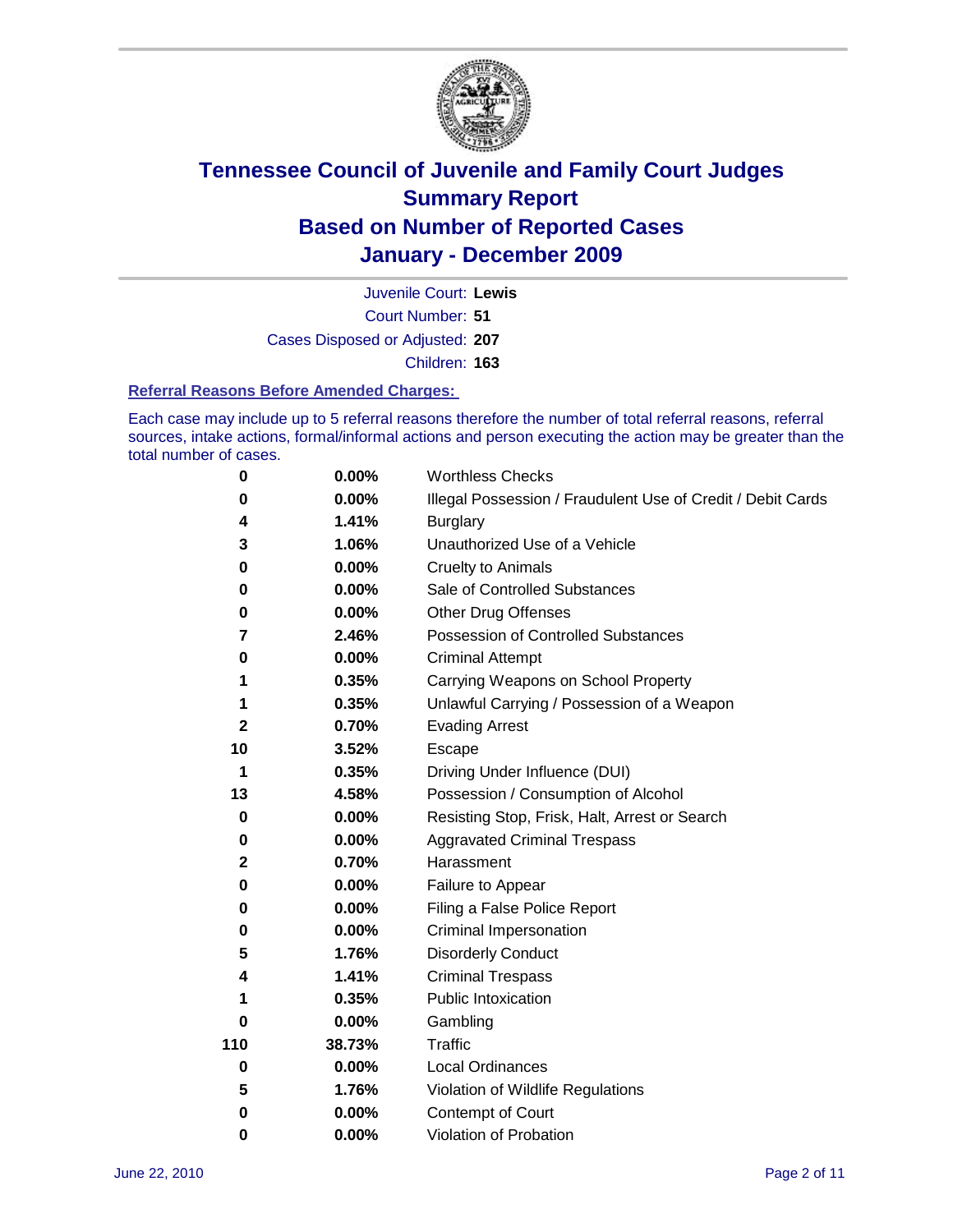# Tennessee Council of Juvenile and Family Court Judges
# Summary Report
# Based on Number of Reported Cases
# January - December 2009

Juvenile Court: **Lewis**

Court Number: **51**

Cases Disposed or Adjusted: **207**

Children: **163**

### Referral Reasons Before Amended Charges:

Each case may include up to 5 referral reasons therefore the number of total referral reasons, referral sources, intake actions, formal/informal actions and person executing the action may be greater than the total number of cases.

| | | |
|---|---|---|
| 0 | 0.00% | Worthless Checks |
| 0 | 0.00% | Illegal Possession / Fraudulent Use of Credit / Debit Cards |
| 4 | 1.41% | Burglary |
| 3 | 1.06% | Unauthorized Use of a Vehicle |
| 0 | 0.00% | Cruelty to Animals |
| 0 | 0.00% | Sale of Controlled Substances |
| 0 | 0.00% | Other Drug Offenses |
| 7 | 2.46% | Possession of Controlled Substances |
| 0 | 0.00% | Criminal Attempt |
| 1 | 0.35% | Carrying Weapons on School Property |
| 1 | 0.35% | Unlawful Carrying / Possession of a Weapon |
| 2 | 0.70% | Evading Arrest |
| 10 | 3.52% | Escape |
| 1 | 0.35% | Driving Under Influence (DUI) |
| 13 | 4.58% | Possession / Consumption of Alcohol |
| 0 | 0.00% | Resisting Stop, Frisk, Halt, Arrest or Search |
| 0 | 0.00% | Aggravated Criminal Trespass |
| 2 | 0.70% | Harassment |
| 0 | 0.00% | Failure to Appear |
| 0 | 0.00% | Filing a False Police Report |
| 0 | 0.00% | Criminal Impersonation |
| 5 | 1.76% | Disorderly Conduct |
| 4 | 1.41% | Criminal Trespass |
| 1 | 0.35% | Public Intoxication |
| 0 | 0.00% | Gambling |
| 110 | 38.73% | Traffic |
| 0 | 0.00% | Local Ordinances |
| 5 | 1.76% | Violation of Wildlife Regulations |
| 0 | 0.00% | Contempt of Court |
| 0 | 0.00% | Violation of Probation |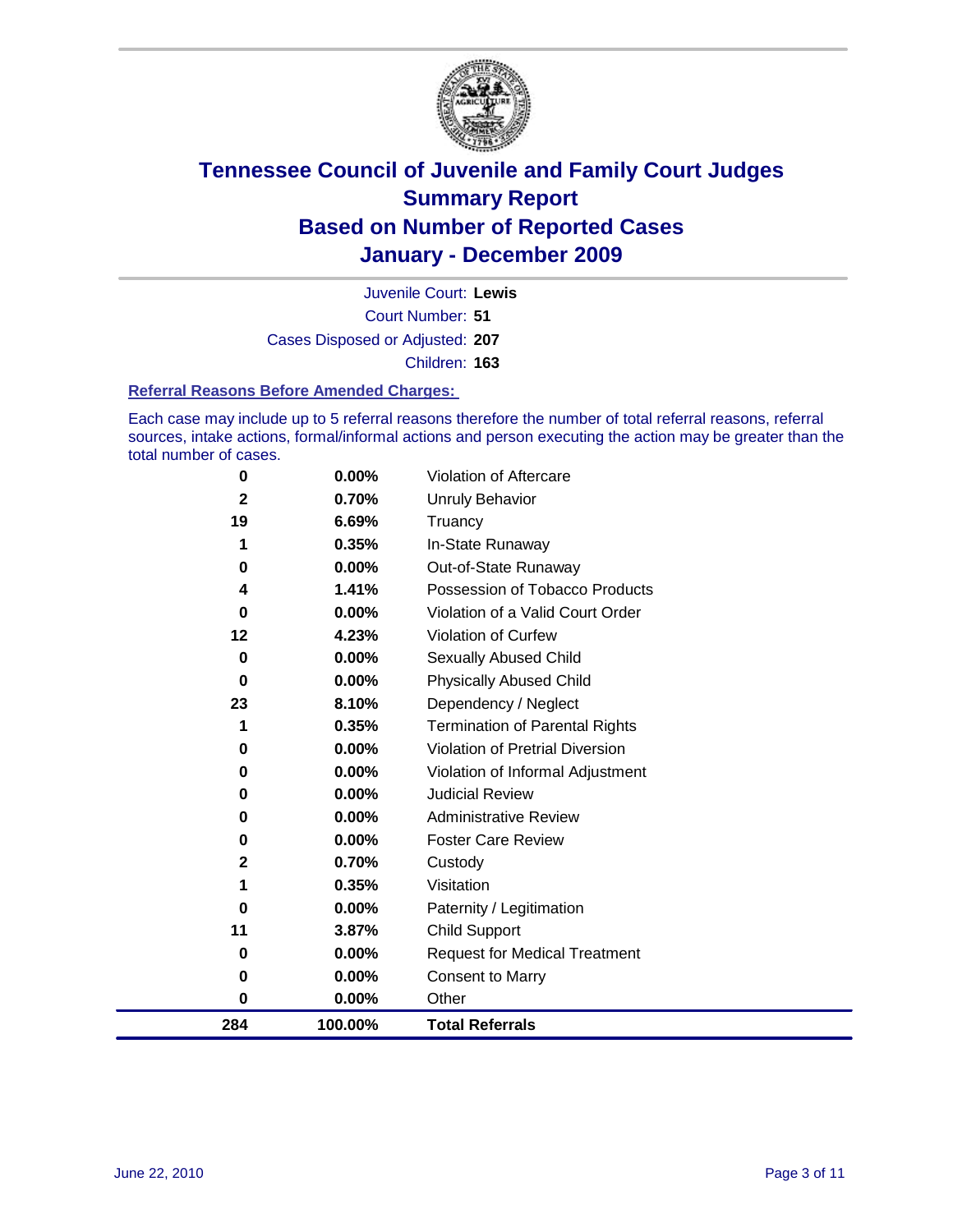# Tennessee Council of Juvenile and Family Court Judges
## Summary Report
## Based on Number of Reported Cases
## January - December 2009

Juvenile Court: **Lewis**

Court Number: **51**

Cases Disposed or Adjusted: **207**

Children: **163**

### Referral Reasons Before Amended Charges:

Each case may include up to 5 referral reasons therefore the number of total referral reasons, referral sources, intake actions, formal/informal actions and person executing the action may be greater than the total number of cases.

| | | |
|---|---|---|
| 0 | 0.00% | Violation of Aftercare |
| 2 | 0.70% | Unruly Behavior |
| 19 | 6.69% | Truancy |
| 1 | 0.35% | In-State Runaway |
| 0 | 0.00% | Out-of-State Runaway |
| 4 | 1.41% | Possession of Tobacco Products |
| 0 | 0.00% | Violation of a Valid Court Order |
| 12 | 4.23% | Violation of Curfew |
| 0 | 0.00% | Sexually Abused Child |
| 0 | 0.00% | Physically Abused Child |
| 23 | 8.10% | Dependency / Neglect |
| 1 | 0.35% | Termination of Parental Rights |
| 0 | 0.00% | Violation of Pretrial Diversion |
| 0 | 0.00% | Violation of Informal Adjustment |
| 0 | 0.00% | Judicial Review |
| 0 | 0.00% | Administrative Review |
| 0 | 0.00% | Foster Care Review |
| 2 | 0.70% | Custody |
| 1 | 0.35% | Visitation |
| 0 | 0.00% | Paternity / Legitimation |
| 11 | 3.87% | Child Support |
| 0 | 0.00% | Request for Medical Treatment |
| 0 | 0.00% | Consent to Marry |
| 0 | 0.00% | Other |
| **284** | **100.00%** | **Total Referrals** |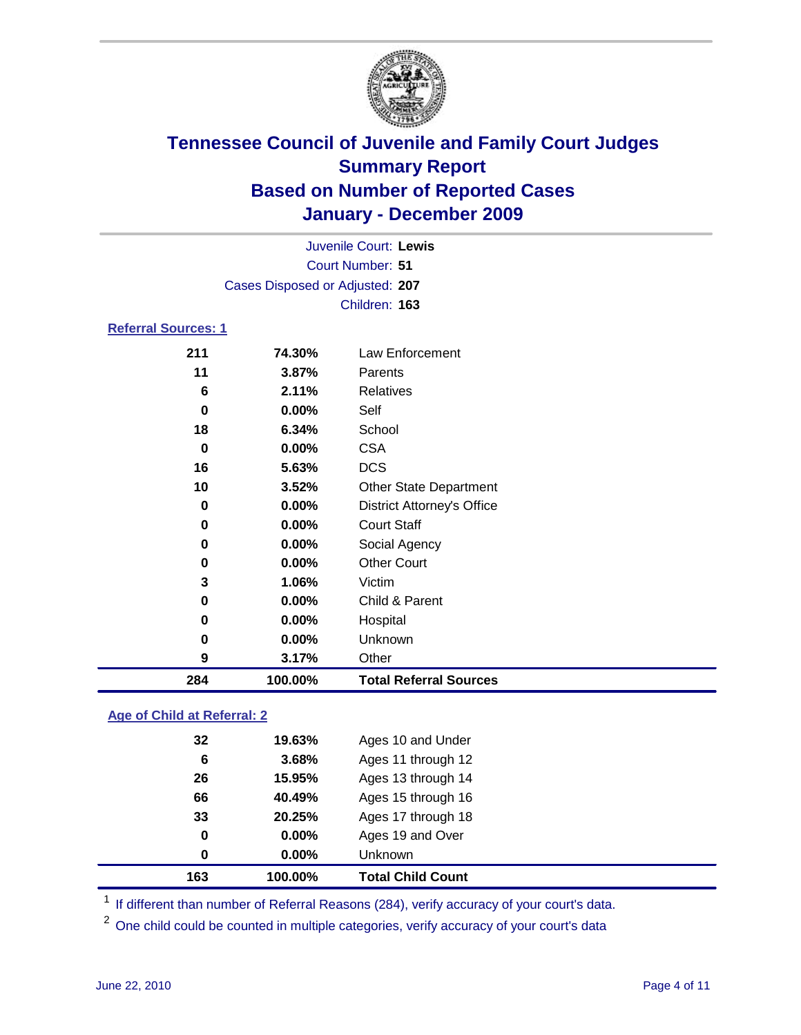# Tennessee Council of Juvenile and Family Court Judges
## Summary Report
## Based on Number of Reported Cases
## January - December 2009

Juvenile Court: **Lewis**
Court Number: **51**
Cases Disposed or Adjusted: **207**
Children: **163**

### Referral Sources: 1

| Count | Percent | Source |
|---|---|---|
| 211 | 74.30% | Law Enforcement |
| 11 | 3.87% | Parents |
| 6 | 2.11% | Relatives |
| 0 | 0.00% | Self |
| 18 | 6.34% | School |
| 0 | 0.00% | CSA |
| 16 | 5.63% | DCS |
| 10 | 3.52% | Other State Department |
| 0 | 0.00% | District Attorney's Office |
| 0 | 0.00% | Court Staff |
| 0 | 0.00% | Social Agency |
| 0 | 0.00% | Other Court |
| 3 | 1.06% | Victim |
| 0 | 0.00% | Child & Parent |
| 0 | 0.00% | Hospital |
| 0 | 0.00% | Unknown |
| 9 | 3.17% | Other |
| **284** | **100.00%** | **Total Referral Sources** |

### Age of Child at Referral: 2

| Count | Percent | Age |
|---|---|---|
| 32 | 19.63% | Ages 10 and Under |
| 6 | 3.68% | Ages 11 through 12 |
| 26 | 15.95% | Ages 13 through 14 |
| 66 | 40.49% | Ages 15 through 16 |
| 33 | 20.25% | Ages 17 through 18 |
| 0 | 0.00% | Ages 19 and Over |
| 0 | 0.00% | Unknown |
| **163** | **100.00%** | **Total Child Count** |

[1] If different than number of Referral Reasons (284), verify accuracy of your court's data.

[2] One child could be counted in multiple categories, verify accuracy of your court's data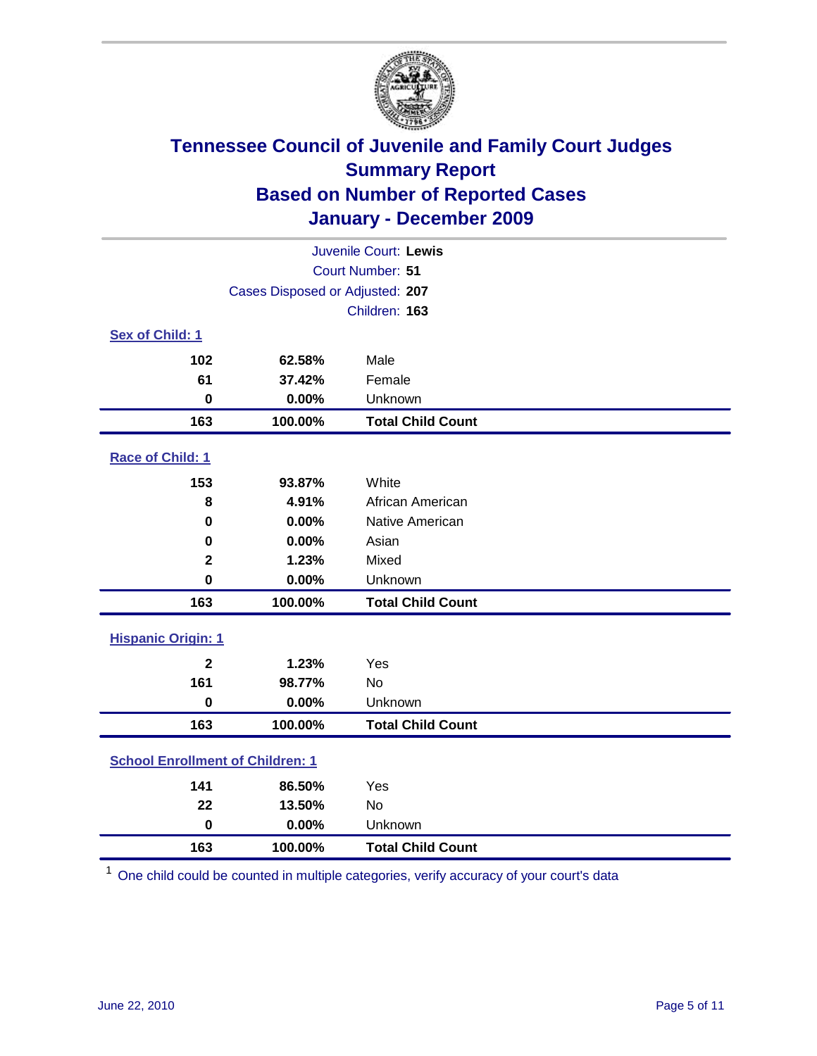# Tennessee Council of Juvenile and Family Court Judges
## Summary Report
## Based on Number of Reported Cases
## January - December 2009

Juvenile Court: **Lewis**
Court Number: **51**
Cases Disposed or Adjusted: **207**
Children: **163**

### Sex of Child: 1

| Count | Percent | Category |
|---|---|---|
| 102 | 62.58% | Male |
| 61 | 37.42% | Female |
| 0 | 0.00% | Unknown |
| **163** | **100.00%** | **Total Child Count** |

### Race of Child: 1

| Count | Percent | Category |
|---|---|---|
| 153 | 93.87% | White |
| 8 | 4.91% | African American |
| 0 | 0.00% | Native American |
| 0 | 0.00% | Asian |
| 2 | 1.23% | Mixed |
| 0 | 0.00% | Unknown |
| **163** | **100.00%** | **Total Child Count** |

### Hispanic Origin: 1

| Count | Percent | Category |
|---|---|---|
| 2 | 1.23% | Yes |
| 161 | 98.77% | No |
| 0 | 0.00% | Unknown |
| **163** | **100.00%** | **Total Child Count** |

### School Enrollment of Children: 1

| Count | Percent | Category |
|---|---|---|
| 141 | 86.50% | Yes |
| 22 | 13.50% | No |
| 0 | 0.00% | Unknown |
| **163** | **100.00%** | **Total Child Count** |

[1] One child could be counted in multiple categories, verify accuracy of your court's data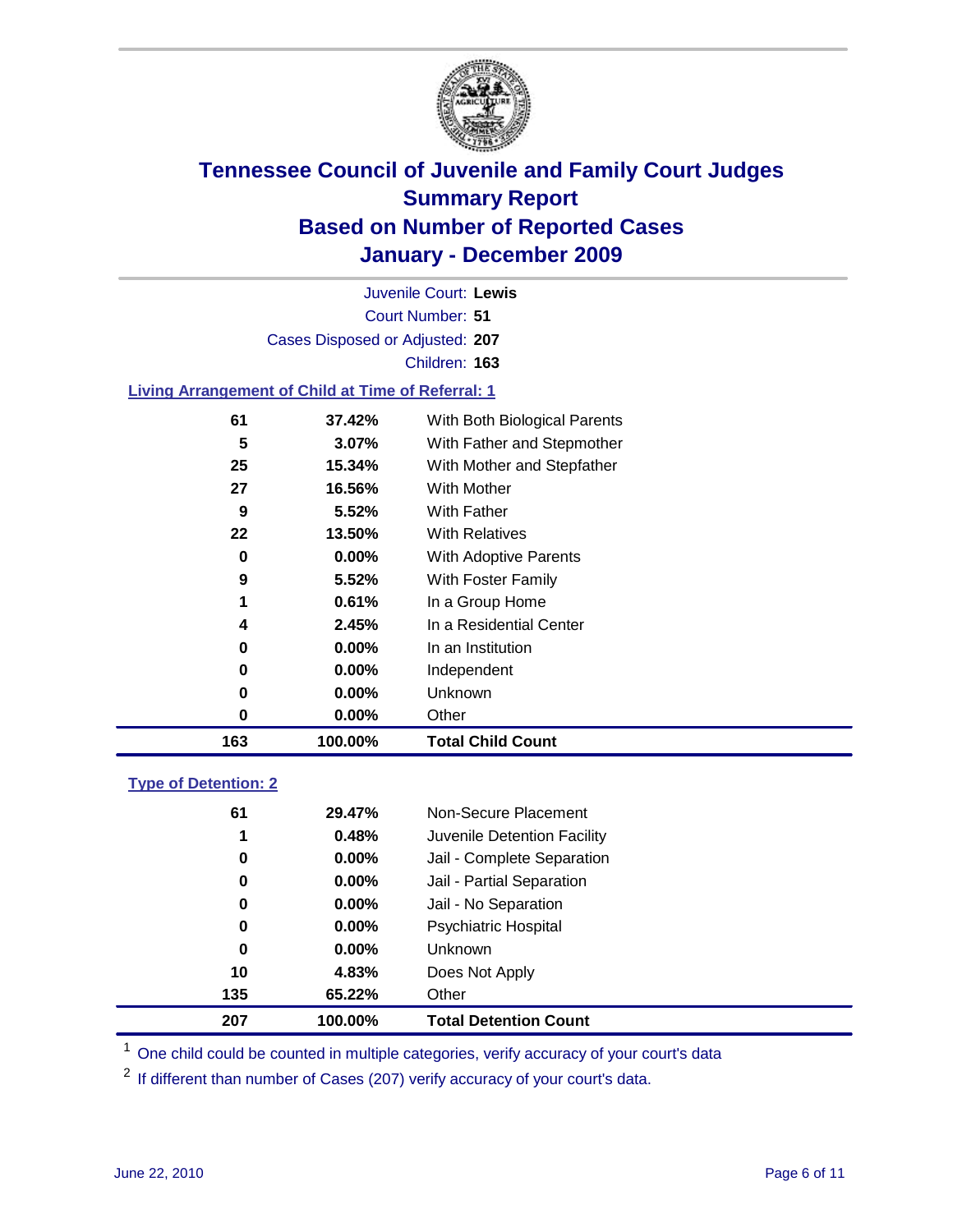# Tennessee Council of Juvenile and Family Court Judges
## Summary Report
## Based on Number of Reported Cases
## January - December 2009

Juvenile Court: **Lewis**

Court Number: **51**

Cases Disposed or Adjusted: **207**

Children: **163**

### Living Arrangement of Child at Time of Referral: 1

| | | |
|---|---|---|
| 61 | 37.42% | With Both Biological Parents |
| 5 | 3.07% | With Father and Stepmother |
| 25 | 15.34% | With Mother and Stepfather |
| 27 | 16.56% | With Mother |
| 9 | 5.52% | With Father |
| 22 | 13.50% | With Relatives |
| 0 | 0.00% | With Adoptive Parents |
| 9 | 5.52% | With Foster Family |
| 1 | 0.61% | In a Group Home |
| 4 | 2.45% | In a Residential Center |
| 0 | 0.00% | In an Institution |
| 0 | 0.00% | Independent |
| 0 | 0.00% | Unknown |
| 0 | 0.00% | Other |
| **163** | **100.00%** | **Total Child Count** |

### Type of Detention: 2

| | | |
|---|---|---|
| 61 | 29.47% | Non-Secure Placement |
| 1 | 0.48% | Juvenile Detention Facility |
| 0 | 0.00% | Jail - Complete Separation |
| 0 | 0.00% | Jail - Partial Separation |
| 0 | 0.00% | Jail - No Separation |
| 0 | 0.00% | Psychiatric Hospital |
| 0 | 0.00% | Unknown |
| 10 | 4.83% | Does Not Apply |
| 135 | 65.22% | Other |
| **207** | **100.00%** | **Total Detention Count** |

[1] One child could be counted in multiple categories, verify accuracy of your court's data

[2] If different than number of Cases (207) verify accuracy of your court's data.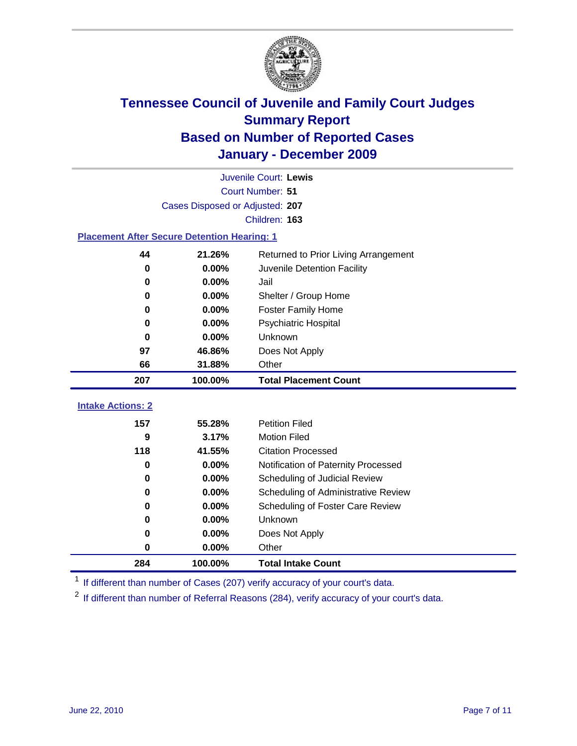# Tennessee Council of Juvenile and Family Court Judges
## Summary Report
## Based on Number of Reported Cases
## January - December 2009

Juvenile Court: **Lewis**

Court Number: **51**

Cases Disposed or Adjusted: **207**

Children: **163**

### Placement After Secure Detention Hearing: 1

| | | |
|---|---|---|
| 44 | 21.26% | Returned to Prior Living Arrangement |
| 0 | 0.00% | Juvenile Detention Facility |
| 0 | 0.00% | Jail |
| 0 | 0.00% | Shelter / Group Home |
| 0 | 0.00% | Foster Family Home |
| 0 | 0.00% | Psychiatric Hospital |
| 0 | 0.00% | Unknown |
| 97 | 46.86% | Does Not Apply |
| 66 | 31.88% | Other |
| **207** | **100.00%** | **Total Placement Count** |

### Intake Actions: 2

| | | |
|---|---|---|
| 157 | 55.28% | Petition Filed |
| 9 | 3.17% | Motion Filed |
| 118 | 41.55% | Citation Processed |
| 0 | 0.00% | Notification of Paternity Processed |
| 0 | 0.00% | Scheduling of Judicial Review |
| 0 | 0.00% | Scheduling of Administrative Review |
| 0 | 0.00% | Scheduling of Foster Care Review |
| 0 | 0.00% | Unknown |
| 0 | 0.00% | Does Not Apply |
| 0 | 0.00% | Other |
| **284** | **100.00%** | **Total Intake Count** |

[1] If different than number of Cases (207) verify accuracy of your court's data.

[2] If different than number of Referral Reasons (284), verify accuracy of your court's data.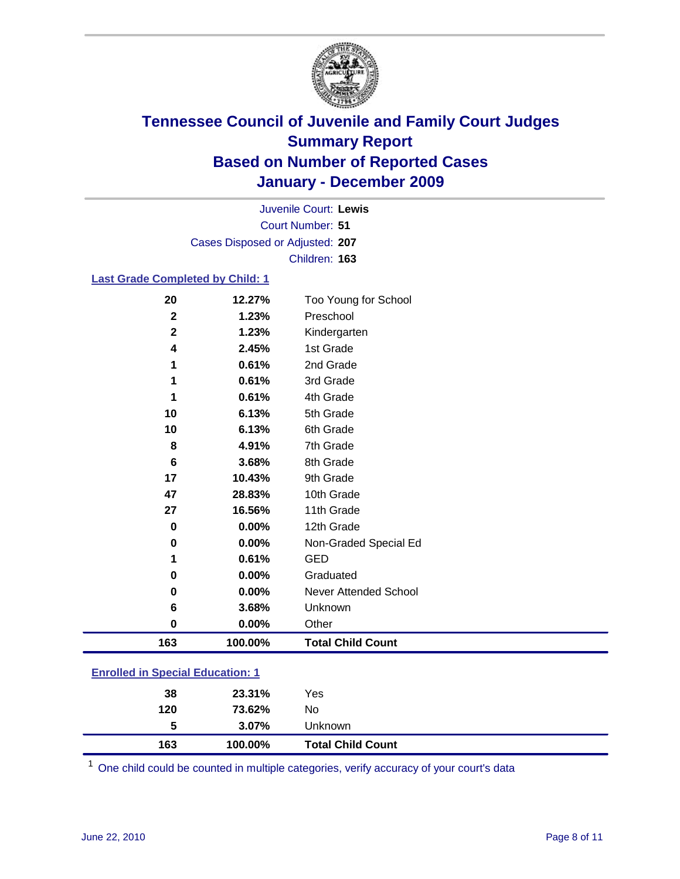# Tennessee Council of Juvenile and Family Court Judges
## Summary Report
## Based on Number of Reported Cases
## January - December 2009

Juvenile Court: **Lewis**
Court Number: **51**
Cases Disposed or Adjusted: **207**
Children: **163**

### Last Grade Completed by Child: 1

| Count | Percent | Category |
|---|---|---|
| 20 | 12.27% | Too Young for School |
| 2 | 1.23% | Preschool |
| 2 | 1.23% | Kindergarten |
| 4 | 2.45% | 1st Grade |
| 1 | 0.61% | 2nd Grade |
| 1 | 0.61% | 3rd Grade |
| 1 | 0.61% | 4th Grade |
| 10 | 6.13% | 5th Grade |
| 10 | 6.13% | 6th Grade |
| 8 | 4.91% | 7th Grade |
| 6 | 3.68% | 8th Grade |
| 17 | 10.43% | 9th Grade |
| 47 | 28.83% | 10th Grade |
| 27 | 16.56% | 11th Grade |
| 0 | 0.00% | 12th Grade |
| 0 | 0.00% | Non-Graded Special Ed |
| 1 | 0.61% | GED |
| 0 | 0.00% | Graduated |
| 0 | 0.00% | Never Attended School |
| 6 | 3.68% | Unknown |
| 0 | 0.00% | Other |
| **163** | **100.00%** | **Total Child Count** |

### Enrolled in Special Education: 1

| Count | Percent | Category |
|---|---|---|
| 38 | 23.31% | Yes |
| 120 | 73.62% | No |
| 5 | 3.07% | Unknown |
| **163** | **100.00%** | **Total Child Count** |

[1] One child could be counted in multiple categories, verify accuracy of your court's data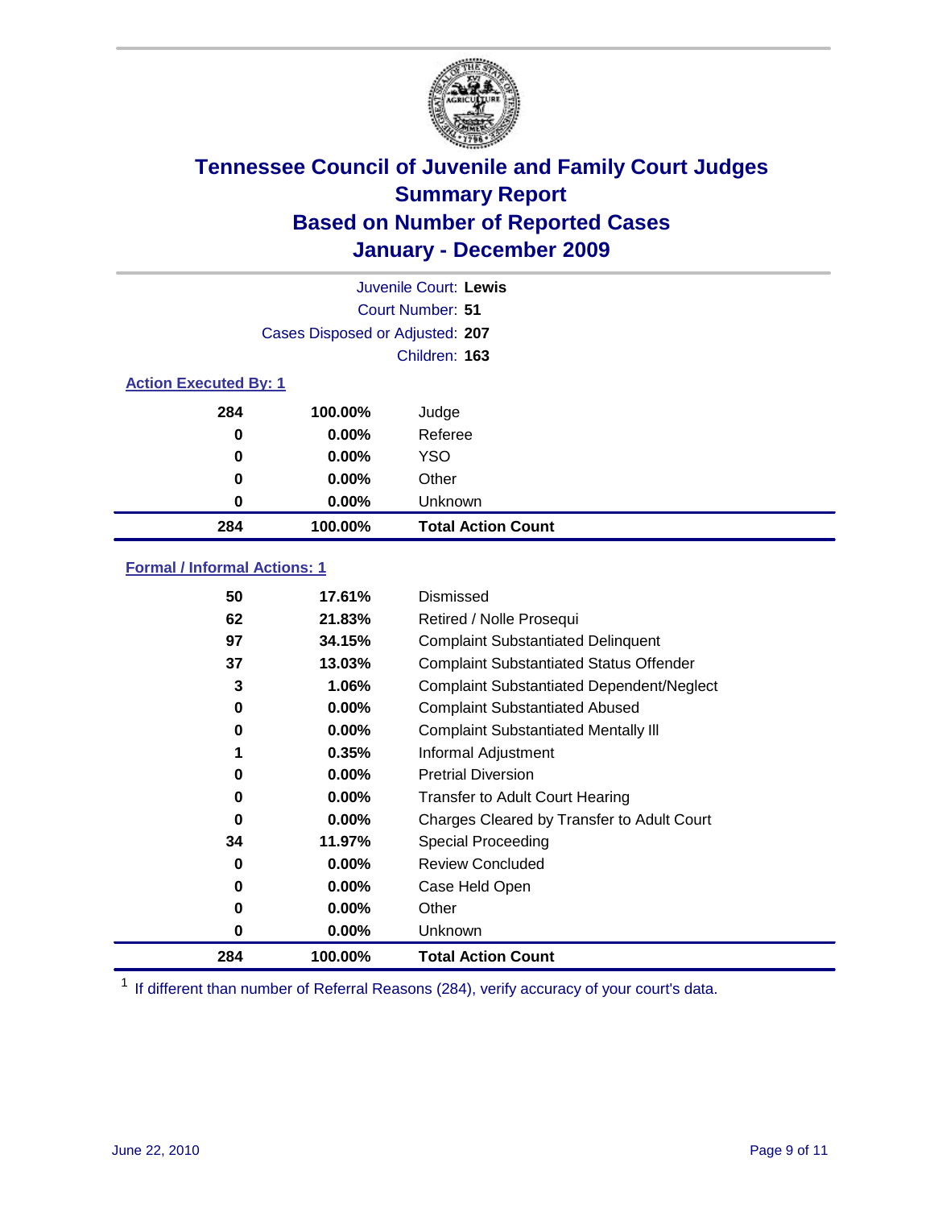# Tennessee Council of Juvenile and Family Court Judges
## Summary Report
## Based on Number of Reported Cases
## January - December 2009

Juvenile Court: **Lewis**
Court Number: **51**
Cases Disposed or Adjusted: **207**
Children: **163**

### Action Executed By: 1

| | | |
|---|---|---|
| 284 | 100.00% | Judge |
| 0 | 0.00% | Referee |
| 0 | 0.00% | YSO |
| 0 | 0.00% | Other |
| 0 | 0.00% | Unknown |
| **284** | **100.00%** | **Total Action Count** |

### Formal / Informal Actions: 1

| | | |
|---|---|---|
| 50 | 17.61% | Dismissed |
| 62 | 21.83% | Retired / Nolle Prosequi |
| 97 | 34.15% | Complaint Substantiated Delinquent |
| 37 | 13.03% | Complaint Substantiated Status Offender |
| 3 | 1.06% | Complaint Substantiated Dependent/Neglect |
| 0 | 0.00% | Complaint Substantiated Abused |
| 0 | 0.00% | Complaint Substantiated Mentally Ill |
| 1 | 0.35% | Informal Adjustment |
| 0 | 0.00% | Pretrial Diversion |
| 0 | 0.00% | Transfer to Adult Court Hearing |
| 0 | 0.00% | Charges Cleared by Transfer to Adult Court |
| 34 | 11.97% | Special Proceeding |
| 0 | 0.00% | Review Concluded |
| 0 | 0.00% | Case Held Open |
| 0 | 0.00% | Other |
| 0 | 0.00% | Unknown |
| **284** | **100.00%** | **Total Action Count** |

[1] If different than number of Referral Reasons (284), verify accuracy of your court's data.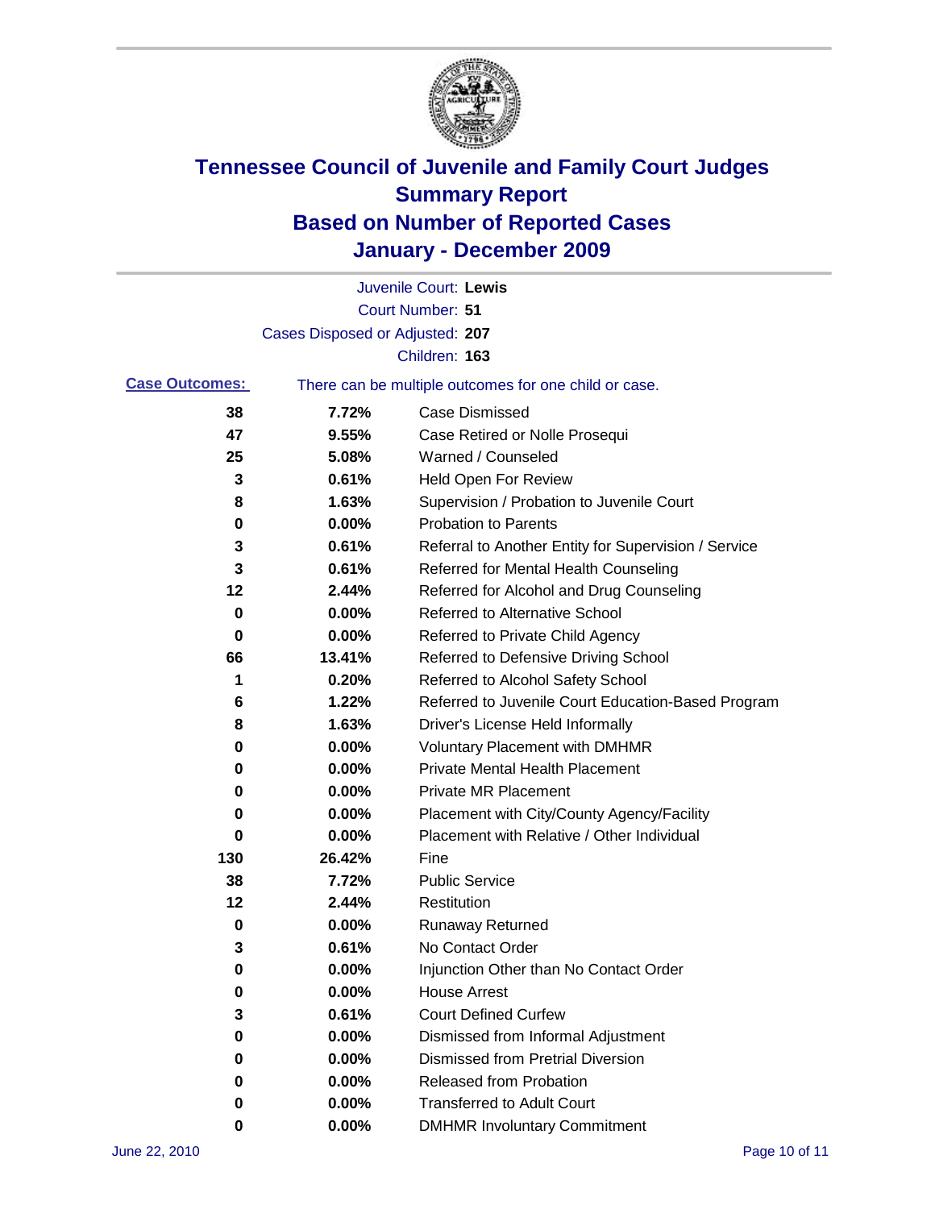# Tennessee Council of Juvenile and Family Court Judges
## Summary Report
## Based on Number of Reported Cases
## January - December 2009

Juvenile Court: **Lewis**
Court Number: **51**
Cases Disposed or Adjusted: **207**
Children: **163**

**Case Outcomes:** There can be multiple outcomes for one child or case.

| Count | Percent | Outcome |
|---|---|---|
| 38 | 7.72% | Case Dismissed |
| 47 | 9.55% | Case Retired or Nolle Prosequi |
| 25 | 5.08% | Warned / Counseled |
| 3 | 0.61% | Held Open For Review |
| 8 | 1.63% | Supervision / Probation to Juvenile Court |
| 0 | 0.00% | Probation to Parents |
| 3 | 0.61% | Referral to Another Entity for Supervision / Service |
| 3 | 0.61% | Referred for Mental Health Counseling |
| 12 | 2.44% | Referred for Alcohol and Drug Counseling |
| 0 | 0.00% | Referred to Alternative School |
| 0 | 0.00% | Referred to Private Child Agency |
| 66 | 13.41% | Referred to Defensive Driving School |
| 1 | 0.20% | Referred to Alcohol Safety School |
| 6 | 1.22% | Referred to Juvenile Court Education-Based Program |
| 8 | 1.63% | Driver's License Held Informally |
| 0 | 0.00% | Voluntary Placement with DMHMR |
| 0 | 0.00% | Private Mental Health Placement |
| 0 | 0.00% | Private MR Placement |
| 0 | 0.00% | Placement with City/County Agency/Facility |
| 0 | 0.00% | Placement with Relative / Other Individual |
| 130 | 26.42% | Fine |
| 38 | 7.72% | Public Service |
| 12 | 2.44% | Restitution |
| 0 | 0.00% | Runaway Returned |
| 3 | 0.61% | No Contact Order |
| 0 | 0.00% | Injunction Other than No Contact Order |
| 0 | 0.00% | House Arrest |
| 3 | 0.61% | Court Defined Curfew |
| 0 | 0.00% | Dismissed from Informal Adjustment |
| 0 | 0.00% | Dismissed from Pretrial Diversion |
| 0 | 0.00% | Released from Probation |
| 0 | 0.00% | Transferred to Adult Court |
| 0 | 0.00% | DMHMR Involuntary Commitment |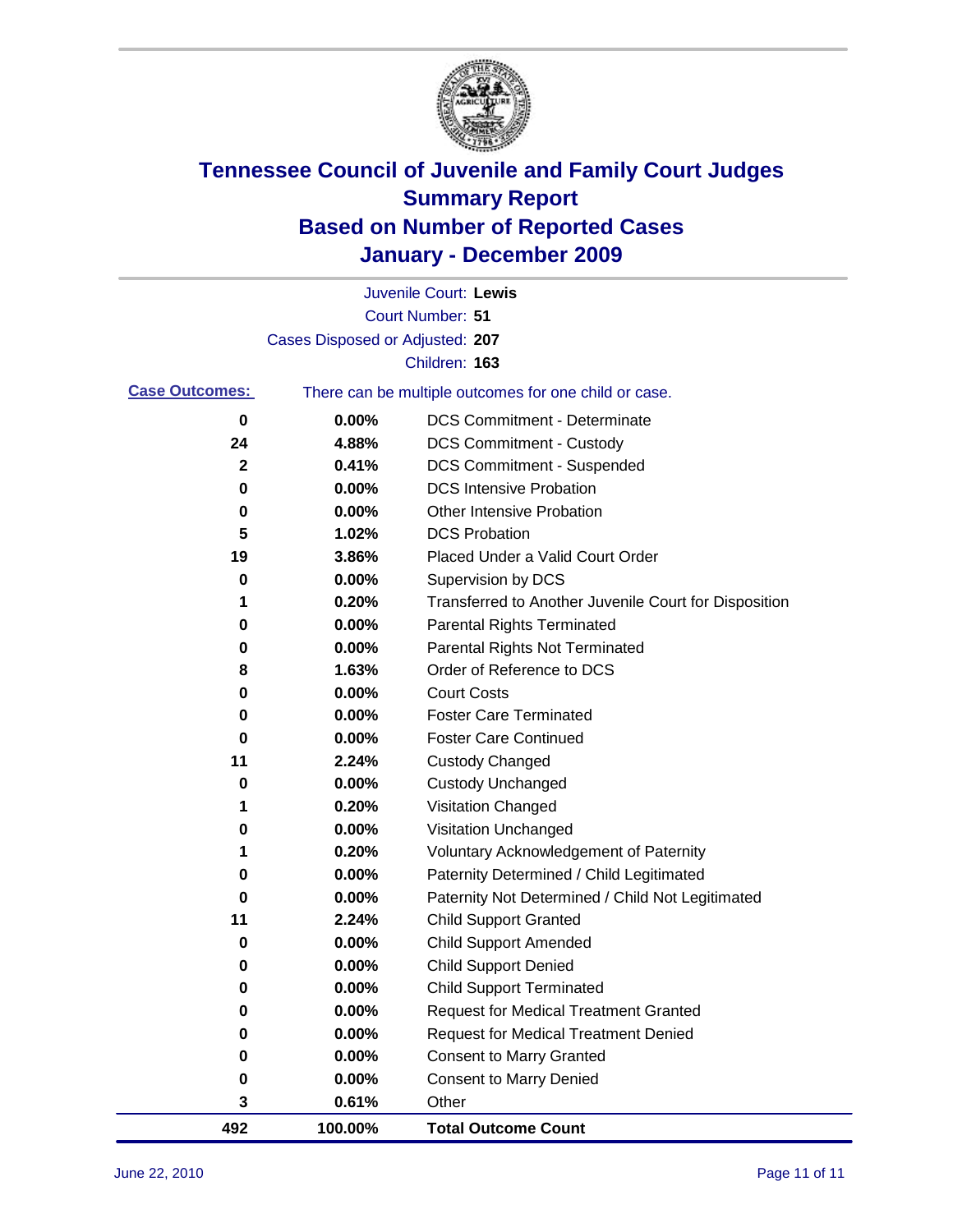# Tennessee Council of Juvenile and Family Court Judges
## Summary Report
## Based on Number of Reported Cases
## January - December 2009

Juvenile Court: **Lewis**
Court Number: **51**
Cases Disposed or Adjusted: **207**
Children: **163**

**Case Outcomes:** There can be multiple outcomes for one child or case.

| | | |
|---|---|---|
| 0 | 0.00% | DCS Commitment - Determinate |
| 24 | 4.88% | DCS Commitment - Custody |
| 2 | 0.41% | DCS Commitment - Suspended |
| 0 | 0.00% | DCS Intensive Probation |
| 0 | 0.00% | Other Intensive Probation |
| 5 | 1.02% | DCS Probation |
| 19 | 3.86% | Placed Under a Valid Court Order |
| 0 | 0.00% | Supervision by DCS |
| 1 | 0.20% | Transferred to Another Juvenile Court for Disposition |
| 0 | 0.00% | Parental Rights Terminated |
| 0 | 0.00% | Parental Rights Not Terminated |
| 8 | 1.63% | Order of Reference to DCS |
| 0 | 0.00% | Court Costs |
| 0 | 0.00% | Foster Care Terminated |
| 0 | 0.00% | Foster Care Continued |
| 11 | 2.24% | Custody Changed |
| 0 | 0.00% | Custody Unchanged |
| 1 | 0.20% | Visitation Changed |
| 0 | 0.00% | Visitation Unchanged |
| 1 | 0.20% | Voluntary Acknowledgement of Paternity |
| 0 | 0.00% | Paternity Determined / Child Legitimated |
| 0 | 0.00% | Paternity Not Determined / Child Not Legitimated |
| 11 | 2.24% | Child Support Granted |
| 0 | 0.00% | Child Support Amended |
| 0 | 0.00% | Child Support Denied |
| 0 | 0.00% | Child Support Terminated |
| 0 | 0.00% | Request for Medical Treatment Granted |
| 0 | 0.00% | Request for Medical Treatment Denied |
| 0 | 0.00% | Consent to Marry Granted |
| 0 | 0.00% | Consent to Marry Denied |
| 3 | 0.61% | Other |
| **492** | **100.00%** | **Total Outcome Count** |

June 22, 2010